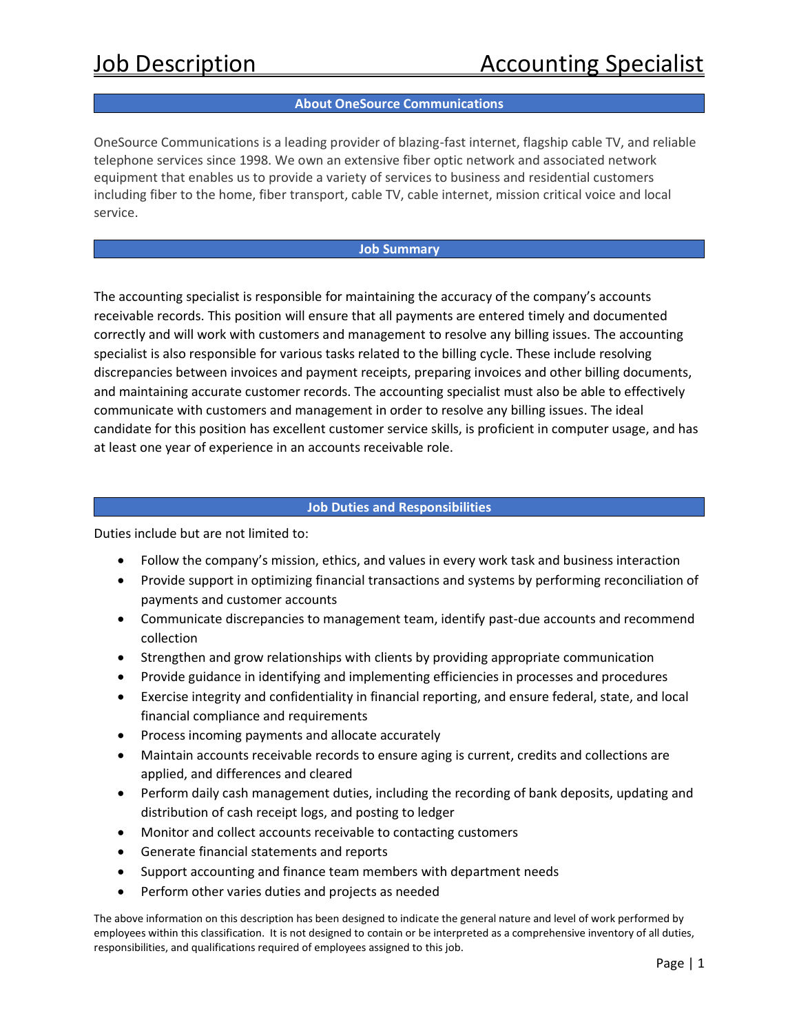# Job Description — Accounting Specialist

## About OneSource Communications

OneSource Communications is a leading provider of blazing-fast internet, flagship cable TV, and reliable telephone services since 1998. We own an extensive fiber optic network and associated network equipment that enables us to provide a variety of services to business and residential customers including fiber to the home, fiber transport, cable TV, cable internet, mission critical voice and local service.

## Job Summary

The accounting specialist is responsible for maintaining the accuracy of the company's accounts receivable records. This position will ensure that all payments are entered timely and documented correctly and will work with customers and management to resolve any billing issues. The accounting specialist is also responsible for various tasks related to the billing cycle. These include resolving discrepancies between invoices and payment receipts, preparing invoices and other billing documents, and maintaining accurate customer records. The accounting specialist must also be able to effectively communicate with customers and management in order to resolve any billing issues. The ideal candidate for this position has excellent customer service skills, is proficient in computer usage, and has at least one year of experience in an accounts receivable role.

## Job Duties and Responsibilities

Duties include but are not limited to:

- Follow the company's mission, ethics, and values in every work task and business interaction
- Provide support in optimizing financial transactions and systems by performing reconciliation of payments and customer accounts
- Communicate discrepancies to management team, identify past-due accounts and recommend collection
- Strengthen and grow relationships with clients by providing appropriate communication
- Provide guidance in identifying and implementing efficiencies in processes and procedures
- Exercise integrity and confidentiality in financial reporting, and ensure federal, state, and local financial compliance and requirements
- Process incoming payments and allocate accurately
- Maintain accounts receivable records to ensure aging is current, credits and collections are applied, and differences and cleared
- Perform daily cash management duties, including the recording of bank deposits, updating and distribution of cash receipt logs, and posting to ledger
- Monitor and collect accounts receivable to contacting customers
- Generate financial statements and reports
- Support accounting and finance team members with department needs
- Perform other varies duties and projects as needed

The above information on this description has been designed to indicate the general nature and level of work performed by employees within this classification. It is not designed to contain or be interpreted as a comprehensive inventory of all duties, responsibilities, and qualifications required of employees assigned to this job.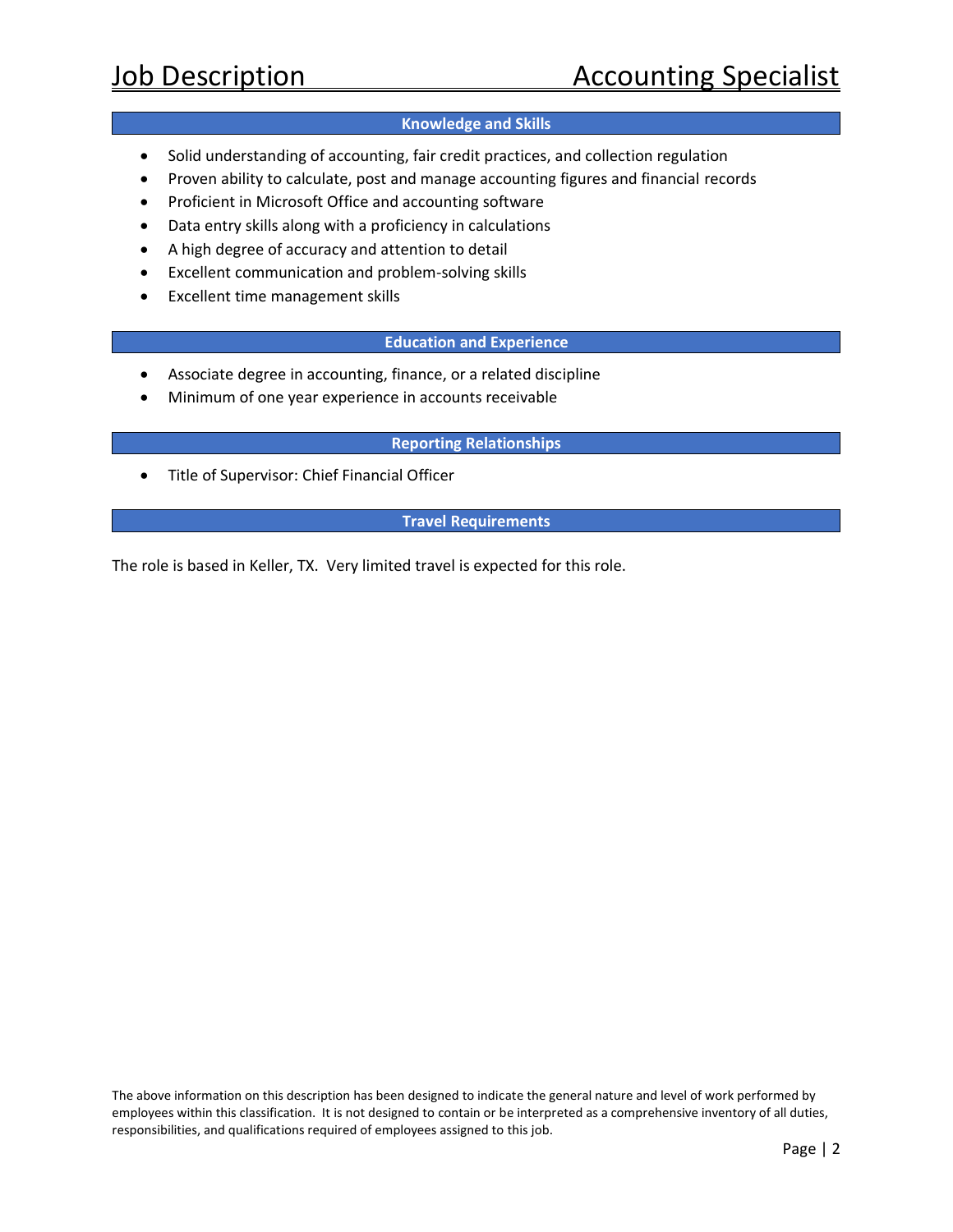# Job Description — Accounting Specialist

## Knowledge and Skills

- Solid understanding of accounting, fair credit practices, and collection regulation
- Proven ability to calculate, post and manage accounting figures and financial records
- Proficient in Microsoft Office and accounting software
- Data entry skills along with a proficiency in calculations
- A high degree of accuracy and attention to detail
- Excellent communication and problem-solving skills
- Excellent time management skills

## Education and Experience

- Associate degree in accounting, finance, or a related discipline
- Minimum of one year experience in accounts receivable

## Reporting Relationships

- Title of Supervisor: Chief Financial Officer

## Travel Requirements

The role is based in Keller, TX. Very limited travel is expected for this role.

The above information on this description has been designed to indicate the general nature and level of work performed by employees within this classification. It is not designed to contain or be interpreted as a comprehensive inventory of all duties, responsibilities, and qualifications required of employees assigned to this job.